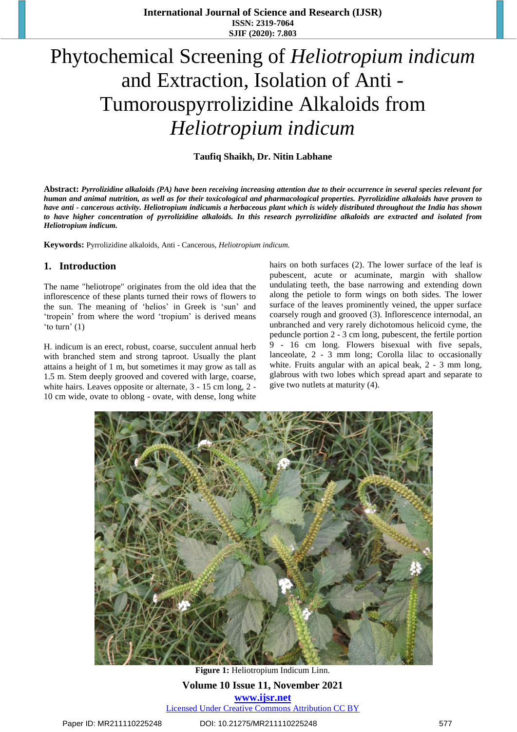# Phytochemical Screening of *Heliotropium indicum* and Extraction, Isolation of Anti - Tumorouspyrrolizidine Alkaloids from *Heliotropium indicum*

**Taufiq Shaikh, Dr. Nitin Labhane**

**Abstract:** ***Pyrrolizidine alkaloids (PA) have been receiving increasing attention due to their occurrence in several species relevant for human and animal nutrition, as well as for their toxicological and pharmacological properties. Pyrrolizidine alkaloids have proven to have anti - cancerous activity. Heliotropium indicumis a herbaceous plant which is widely distributed throughout the India has shown to have higher concentration of pyrrolizidine alkaloids. In this research pyrrolizidine alkaloids are extracted and isolated from Heliotropium indicum.***

**Keywords:** Pyrrolizidine alkaloids, Anti - Cancerous, *Heliotropium indicum.*

## 1. Introduction

The name "heliotrope" originates from the old idea that the inflorescence of these plants turned their rows of flowers to the sun. The meaning of 'helios' in Greek is 'sun' and 'tropein' from where the word 'tropium' is derived means 'to turn' (1)

H. indicum is an erect, robust, coarse, succulent annual herb with branched stem and strong taproot. Usually the plant attains a height of 1 m, but sometimes it may grow as tall as 1.5 m. Stem deeply grooved and covered with large, coarse, white hairs. Leaves opposite or alternate, 3 - 15 cm long, 2 - 10 cm wide, ovate to oblong - ovate, with dense, long white hairs on both surfaces (2). The lower surface of the leaf is pubescent, acute or acuminate, margin with shallow undulating teeth, the base narrowing and extending down along the petiole to form wings on both sides. The lower surface of the leaves prominently veined, the upper surface coarsely rough and grooved (3). Inflorescence internodal, an unbranched and very rarely dichotomous helicoid cyme, the peduncle portion 2 - 3 cm long, pubescent, the fertile portion 9 - 16 cm long. Flowers bisexual with five sepals, lanceolate, 2 - 3 mm long; Corolla lilac to occasionally white. Fruits angular with an apical beak, 2 - 3 mm long, glabrous with two lobes which spread apart and separate to give two nutlets at maturity (4).

**Figure 1:** Heliotropium Indicum Linn.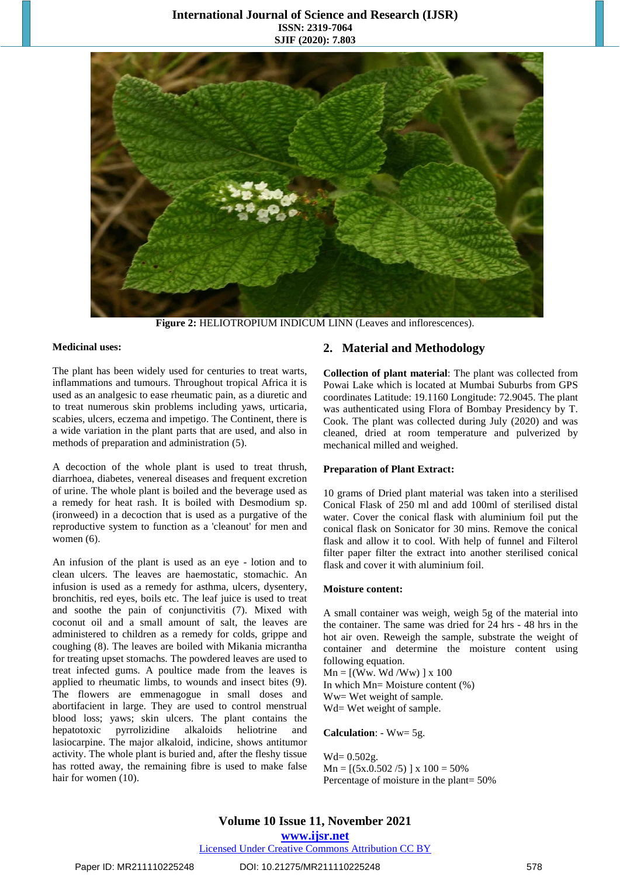**Figure 2:** HELIOTROPIUM INDICUM LINN (Leaves and inflorescences).

**Medicinal uses:**

The plant has been widely used for centuries to treat warts, inflammations and tumours. Throughout tropical Africa it is used as an analgesic to ease rheumatic pain, as a diuretic and to treat numerous skin problems including yaws, urticaria, scabies, ulcers, eczema and impetigo. The Continent, there is a wide variation in the plant parts that are used, and also in methods of preparation and administration (5).

A decoction of the whole plant is used to treat thrush, diarrhoea, diabetes, venereal diseases and frequent excretion of urine. The whole plant is boiled and the beverage used as a remedy for heat rash. It is boiled with Desmodium sp. (ironweed) in a decoction that is used as a purgative of the reproductive system to function as a 'cleanout' for men and women (6).

An infusion of the plant is used as an eye - lotion and to clean ulcers. The leaves are haemostatic, stomachic. An infusion is used as a remedy for asthma, ulcers, dysentery, bronchitis, red eyes, boils etc. The leaf juice is used to treat and soothe the pain of conjunctivitis (7). Mixed with coconut oil and a small amount of salt, the leaves are administered to children as a remedy for colds, grippe and coughing (8). The leaves are boiled with Mikania micrantha for treating upset stomachs. The powdered leaves are used to treat infected gums. A poultice made from the leaves is applied to rheumatic limbs, to wounds and insect bites (9). The flowers are emmenagogue in small doses and abortifacient in large. They are used to control menstrual blood loss; yaws; skin ulcers. The plant contains the hepatotoxic pyrrolizidine alkaloids heliotrine and lasiocarpine. The major alkaloid, indicine, shows antitumor activity. The whole plant is buried and, after the fleshy tissue has rotted away, the remaining fibre is used to make false hair for women (10).

## 2. Material and Methodology

**Collection of plant material**: The plant was collected from Powai Lake which is located at Mumbai Suburbs from GPS coordinates Latitude: 19.1160 Longitude: 72.9045. The plant was authenticated using Flora of Bombay Presidency by T. Cook. The plant was collected during July (2020) and was cleaned, dried at room temperature and pulverized by mechanical milled and weighed.

**Preparation of Plant Extract:**

10 grams of Dried plant material was taken into a sterilised Conical Flask of 250 ml and add 100ml of sterilised distal water. Cover the conical flask with aluminium foil put the conical flask on Sonicator for 30 mins. Remove the conical flask and allow it to cool. With help of funnel and Filterol filter paper filter the extract into another sterilised conical flask and cover it with aluminium foil.

**Moisture content:**

A small container was weigh, weigh 5g of the material into the container. The same was dried for 24 hrs - 48 hrs in the hot air oven. Reweigh the sample, substrate the weight of container and determine the moisture content using following equation.

$Mn = [(Ww. Wd / Ww)] \times 100$

In which Mn= Moisture content (%)

Ww= Wet weight of sample.

Wd= Wet weight of sample.

**Calculation**: - Ww= 5g.

Wd= 0.502g.

$Mn = [(5x.0.502 / 5)] \times 100 = 50\%$

Percentage of moisture in the plant= 50%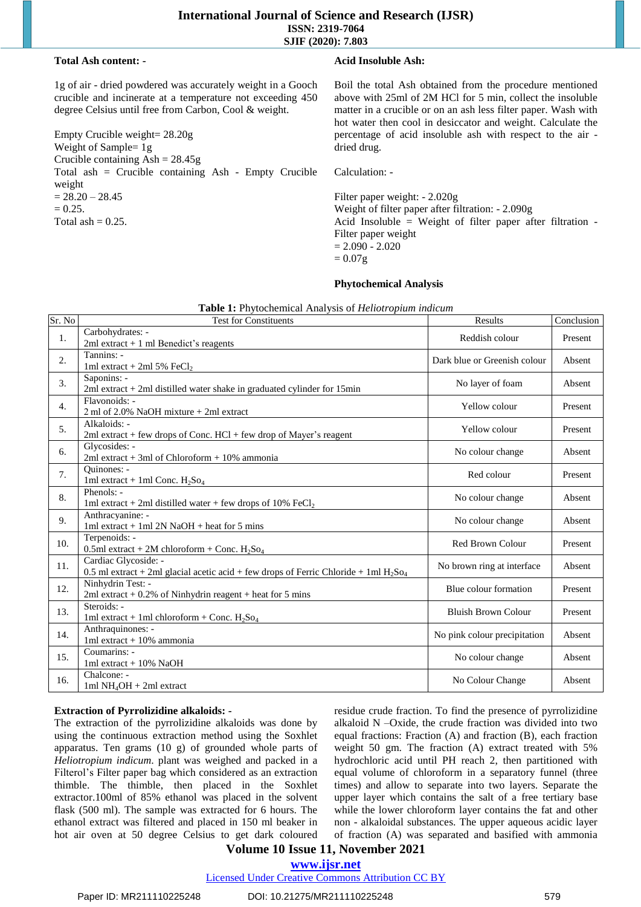**Total Ash content: -**

1g of air - dried powdered was accurately weight in a Gooch crucible and incinerate at a temperature not exceeding 450 degree Celsius until free from Carbon, Cool & weight.

Empty Crucible weight= 28.20g
Weight of Sample= 1g
Crucible containing Ash = 28.45g
Total ash = Crucible containing Ash - Empty Crucible weight
= 28.20 – 28.45
= 0.25.
Total ash = 0.25.

**Acid Insoluble Ash:**

Boil the total Ash obtained from the procedure mentioned above with 25ml of 2M HCl for 5 min, collect the insoluble matter in a crucible or on an ash less filter paper. Wash with hot water then cool in desiccator and weight. Calculate the percentage of acid insoluble ash with respect to the air - dried drug.

Calculation: -

Filter paper weight: - 2.020g
Weight of filter paper after filtration: - 2.090g
Acid Insoluble = Weight of filter paper after filtration - Filter paper weight
= 2.090 - 2.020
= 0.07g

**Phytochemical Analysis**

**Table 1:** Phytochemical Analysis of *Heliotropium indicum*

| Sr. No | Test for Constituents | Results | Conclusion |
|---|---|---|---|
| 1. | Carbohydrates: - 2ml extract + 1 ml Benedict's reagents | Reddish colour | Present |
| 2. | Tannins: - 1ml extract + 2ml 5% $FeCl_2$ | Dark blue or Greenish colour | Absent |
| 3. | Saponins: - 2ml extract + 2ml distilled water shake in graduated cylinder for 15min | No layer of foam | Absent |
| 4. | Flavonoids: - 2 ml of 2.0% NaOH mixture + 2ml extract | Yellow colour | Present |
| 5. | Alkaloids: - 2ml extract + few drops of Conc. HCl + few drop of Mayer's reagent | Yellow colour | Present |
| 6. | Glycosides: - 2ml extract + 3ml of Chloroform + 10% ammonia | No colour change | Absent |
| 7. | Quinones: - 1ml extract + 1ml Conc. $H_2So_4$ | Red colour | Present |
| 8. | Phenols: - 1ml extract + 2ml distilled water + few drops of 10% $FeCl_2$ | No colour change | Absent |
| 9. | Anthracyanine: - 1ml extract + 1ml 2N NaOH + heat for 5 mins | No colour change | Absent |
| 10. | Terpenoids: - 0.5ml extract + 2M chloroform + Conc. $H_2So_4$ | Red Brown Colour | Present |
| 11. | Cardiac Glycoside: - 0.5 ml extract + 2ml glacial acetic acid + few drops of Ferric Chloride + 1ml $H_2So_4$ | No brown ring at interface | Absent |
| 12. | Ninhydrin Test: - 2ml extract + 0.2% of Ninhydrin reagent + heat for 5 mins | Blue colour formation | Present |
| 13. | Steroids: - 1ml extract + 1ml chloroform + Conc. $H_2So_4$ | Bluish Brown Colour | Present |
| 14. | Anthraquinones: - 1ml extract + 10% ammonia | No pink colour precipitation | Absent |
| 15. | Coumarins: - 1ml extract + 10% NaOH | No colour change | Absent |
| 16. | Chalcone: - 1ml $NH_4OH$ + 2ml extract | No Colour Change | Absent |

**Extraction of Pyrrolizidine alkaloids: -**

The extraction of the pyrrolizidine alkaloids was done by using the continuous extraction method using the Soxhlet apparatus. Ten grams (10 g) of grounded whole parts of *Heliotropium indicum*. plant was weighed and packed in a Filterol's Filter paper bag which considered as an extraction thimble. The thimble, then placed in the Soxhlet extractor.100ml of 85% ethanol was placed in the solvent flask (500 ml). The sample was extracted for 6 hours. The ethanol extract was filtered and placed in 150 ml beaker in hot air oven at 50 degree Celsius to get dark coloured residue crude fraction. To find the presence of pyrrolizidine alkaloid N –Oxide, the crude fraction was divided into two equal fractions: Fraction (A) and fraction (B), each fraction weight 50 gm. The fraction (A) extract treated with 5% hydrochloric acid until PH reach 2, then partitioned with equal volume of chloroform in a separatory funnel (three times) and allow to separate into two layers. Separate the upper layer which contains the salt of a free tertiary base while the lower chloroform layer contains the fat and other non - alkaloidal substances. The upper aqueous acidic layer of fraction (A) was separated and basified with ammonia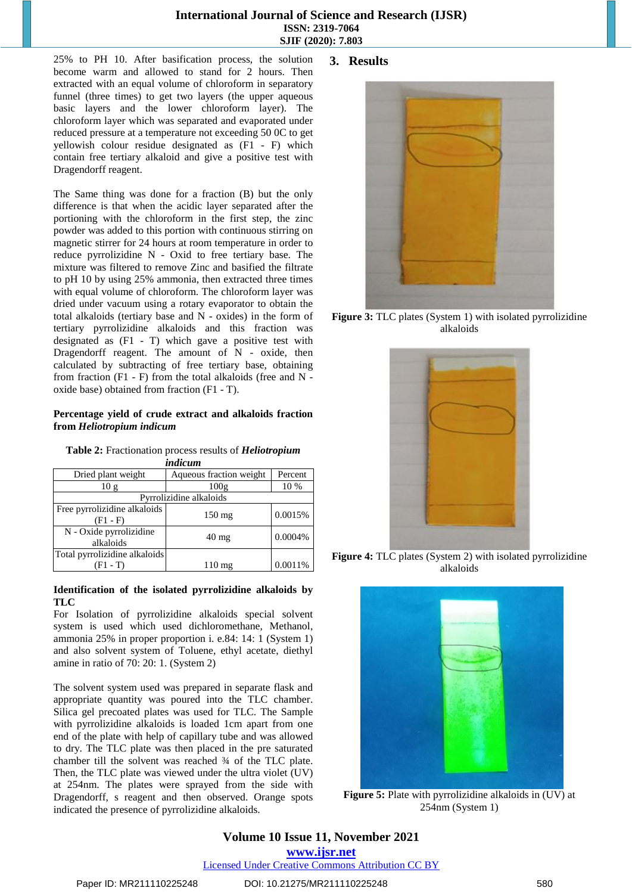25% to PH 10. After basification process, the solution become warm and allowed to stand for 2 hours. Then extracted with an equal volume of chloroform in separatory funnel (three times) to get two layers (the upper aqueous basic layers and the lower chloroform layer). The chloroform layer which was separated and evaporated under reduced pressure at a temperature not exceeding 50 0C to get yellowish colour residue designated as (F1 - F) which contain free tertiary alkaloid and give a positive test with Dragendorff reagent.

The Same thing was done for a fraction (B) but the only difference is that when the acidic layer separated after the portioning with the chloroform in the first step, the zinc powder was added to this portion with continuous stirring on magnetic stirrer for 24 hours at room temperature in order to reduce pyrrolizidine N - Oxid to free tertiary base. The mixture was filtered to remove Zinc and basified the filtrate to pH 10 by using 25% ammonia, then extracted three times with equal volume of chloroform. The chloroform layer was dried under vacuum using a rotary evaporator to obtain the total alkaloids (tertiary base and N - oxides) in the form of tertiary pyrrolizidine alkaloids and this fraction was designated as (F1 - T) which gave a positive test with Dragendorff reagent. The amount of N - oxide, then calculated by subtracting of free tertiary base, obtaining from fraction (F1 - F) from the total alkaloids (free and N - oxide base) obtained from fraction (F1 - T).

**Percentage yield of crude extract and alkaloids fraction from *Heliotropium indicum***

**Table 2:** Fractionation process results of ***Heliotropium indicum***

| Dried plant weight | Aqueous fraction weight | Percent |
|---|---|---|
| 10 g | 100g | 10 % |
| Pyrrolizidine alkaloids | | |
| Free pyrrolizidine alkaloids (F1 - F) | 150 mg | 0.0015% |
| N - Oxide pyrrolizidine alkaloids | 40 mg | 0.0004% |
| Total pyrrolizidine alkaloids (F1 - T) | 110 mg | 0.0011% |

**Identification of the isolated pyrrolizidine alkaloids by TLC**

For Isolation of pyrrolizidine alkaloids special solvent system is used which used dichloromethane, Methanol, ammonia 25% in proper proportion i. e.84: 14: 1 (System 1) and also solvent system of Toluene, ethyl acetate, diethyl amine in ratio of 70: 20: 1. (System 2)

The solvent system used was prepared in separate flask and appropriate quantity was poured into the TLC chamber. Silica gel precoated plates was used for TLC. The Sample with pyrrolizidine alkaloids is loaded 1cm apart from one end of the plate with help of capillary tube and was allowed to dry. The TLC plate was then placed in the pre saturated chamber till the solvent was reached ¾ of the TLC plate. Then, the TLC plate was viewed under the ultra violet (UV) at 254nm. The plates were sprayed from the side with Dragendorff, s reagent and then observed. Orange spots indicated the presence of pyrrolizidine alkaloids.

## 3. Results

**Figure 3:** TLC plates (System 1) with isolated pyrrolizidine alkaloids

**Figure 4:** TLC plates (System 2) with isolated pyrrolizidine alkaloids

**Figure 5:** Plate with pyrrolizidine alkaloids in (UV) at 254nm (System 1)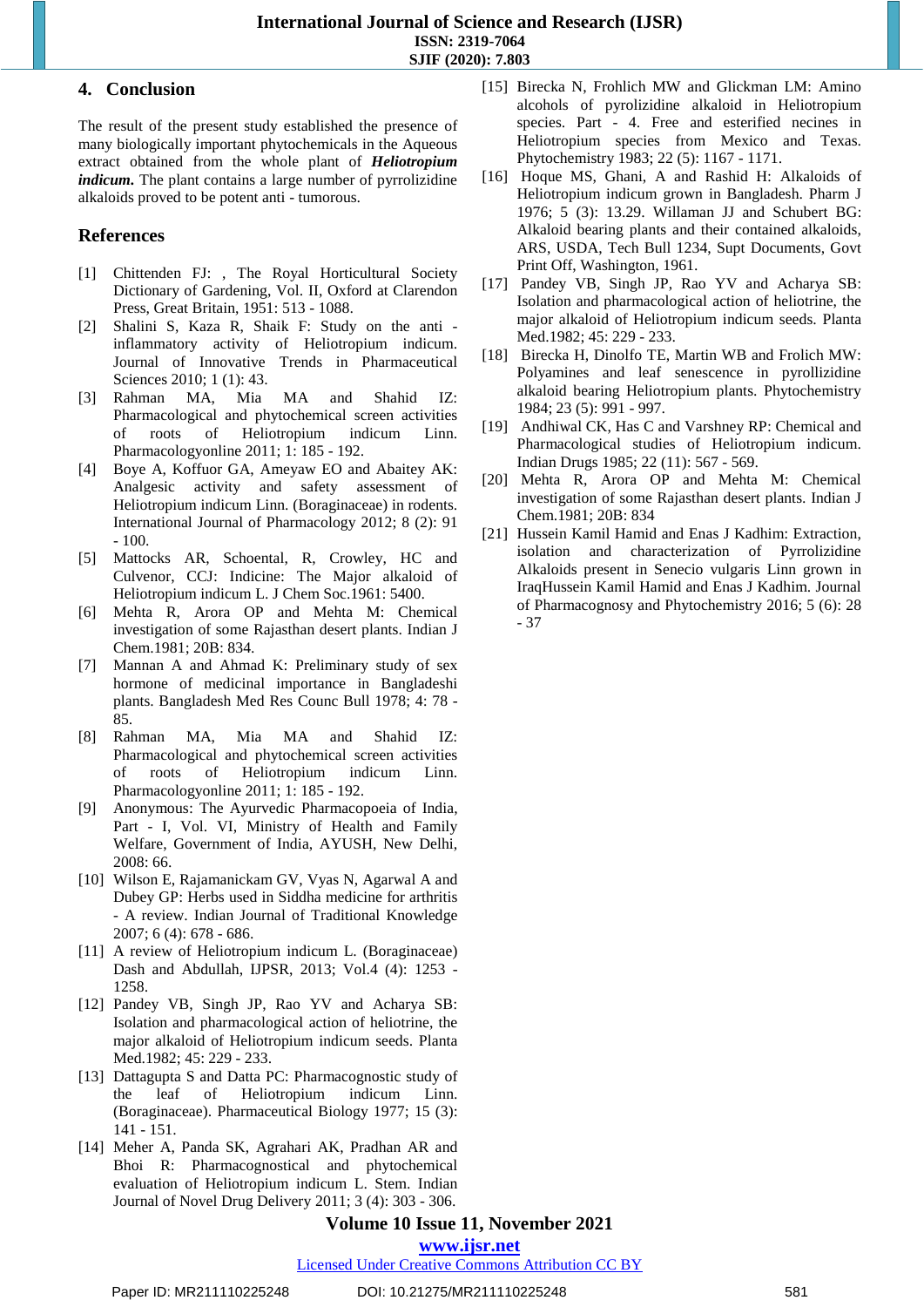## 4. Conclusion

The result of the present study established the presence of many biologically important phytochemicals in the Aqueous extract obtained from the whole plant of ***Heliotropium indicum.*** The plant contains a large number of pyrrolizidine alkaloids proved to be potent anti - tumorous.

## References

[1] Chittenden FJ: , The Royal Horticultural Society Dictionary of Gardening, Vol. II, Oxford at Clarendon Press, Great Britain, 1951: 513 - 1088.

[2] Shalini S, Kaza R, Shaik F: Study on the anti - inflammatory activity of Heliotropium indicum. Journal of Innovative Trends in Pharmaceutical Sciences 2010; 1 (1): 43.

[3] Rahman MA, Mia MA and Shahid IZ: Pharmacological and phytochemical screen activities of roots of Heliotropium indicum Linn. Pharmacologyonline 2011; 1: 185 - 192.

[4] Boye A, Koffuor GA, Ameyaw EO and Abaitey AK: Analgesic activity and safety assessment of Heliotropium indicum Linn. (Boraginaceae) in rodents. International Journal of Pharmacology 2012; 8 (2): 91 - 100.

[5] Mattocks AR, Schoental, R, Crowley, HC and Culvenor, CCJ: Indicine: The Major alkaloid of Heliotropium indicum L. J Chem Soc.1961: 5400.

[6] Mehta R, Arora OP and Mehta M: Chemical investigation of some Rajasthan desert plants. Indian J Chem.1981; 20B: 834.

[7] Mannan A and Ahmad K: Preliminary study of sex hormone of medicinal importance in Bangladeshi plants. Bangladesh Med Res Counc Bull 1978; 4: 78 - 85.

[8] Rahman MA, Mia MA and Shahid IZ: Pharmacological and phytochemical screen activities of roots of Heliotropium indicum Linn. Pharmacologyonline 2011; 1: 185 - 192.

[9] Anonymous: The Ayurvedic Pharmacopoeia of India, Part - I, Vol. VI, Ministry of Health and Family Welfare, Government of India, AYUSH, New Delhi, 2008: 66.

[10] Wilson E, Rajamanickam GV, Vyas N, Agarwal A and Dubey GP: Herbs used in Siddha medicine for arthritis - A review. Indian Journal of Traditional Knowledge 2007; 6 (4): 678 - 686.

[11] A review of Heliotropium indicum L. (Boraginaceae) Dash and Abdullah, IJPSR, 2013; Vol.4 (4): 1253 - 1258.

[12] Pandey VB, Singh JP, Rao YV and Acharya SB: Isolation and pharmacological action of heliotrine, the major alkaloid of Heliotropium indicum seeds. Planta Med.1982; 45: 229 - 233.

[13] Dattagupta S and Datta PC: Pharmacognostic study of the leaf of Heliotropium indicum Linn. (Boraginaceae). Pharmaceutical Biology 1977; 15 (3): 141 - 151.

[14] Meher A, Panda SK, Agrahari AK, Pradhan AR and Bhoi R: Pharmacognostical and phytochemical evaluation of Heliotropium indicum L. Stem. Indian Journal of Novel Drug Delivery 2011; 3 (4): 303 - 306.

[15] Birecka N, Frohlich MW and Glickman LM: Amino alcohols of pyrolizidine alkaloid in Heliotropium species. Part - 4. Free and esterified necines in Heliotropium species from Mexico and Texas. Phytochemistry 1983; 22 (5): 1167 - 1171.

[16] Hoque MS, Ghani, A and Rashid H: Alkaloids of Heliotropium indicum grown in Bangladesh. Pharm J 1976; 5 (3): 13.29. Willaman JJ and Schubert BG: Alkaloid bearing plants and their contained alkaloids, ARS, USDA, Tech Bull 1234, Supt Documents, Govt Print Off, Washington, 1961.

[17] Pandey VB, Singh JP, Rao YV and Acharya SB: Isolation and pharmacological action of heliotrine, the major alkaloid of Heliotropium indicum seeds. Planta Med.1982; 45: 229 - 233.

[18] Birecka H, Dinolfo TE, Martin WB and Frolich MW: Polyamines and leaf senescence in pyrollizidine alkaloid bearing Heliotropium plants. Phytochemistry 1984; 23 (5): 991 - 997.

[19] Andhiwal CK, Has C and Varshney RP: Chemical and Pharmacological studies of Heliotropium indicum. Indian Drugs 1985; 22 (11): 567 - 569.

[20] Mehta R, Arora OP and Mehta M: Chemical investigation of some Rajasthan desert plants. Indian J Chem.1981; 20B: 834

[21] Hussein Kamil Hamid and Enas J Kadhim: Extraction, isolation and characterization of Pyrrolizidine Alkaloids present in Senecio vulgaris Linn grown in IraqHussein Kamil Hamid and Enas J Kadhim. Journal of Pharmacognosy and Phytochemistry 2016; 5 (6): 28 - 37